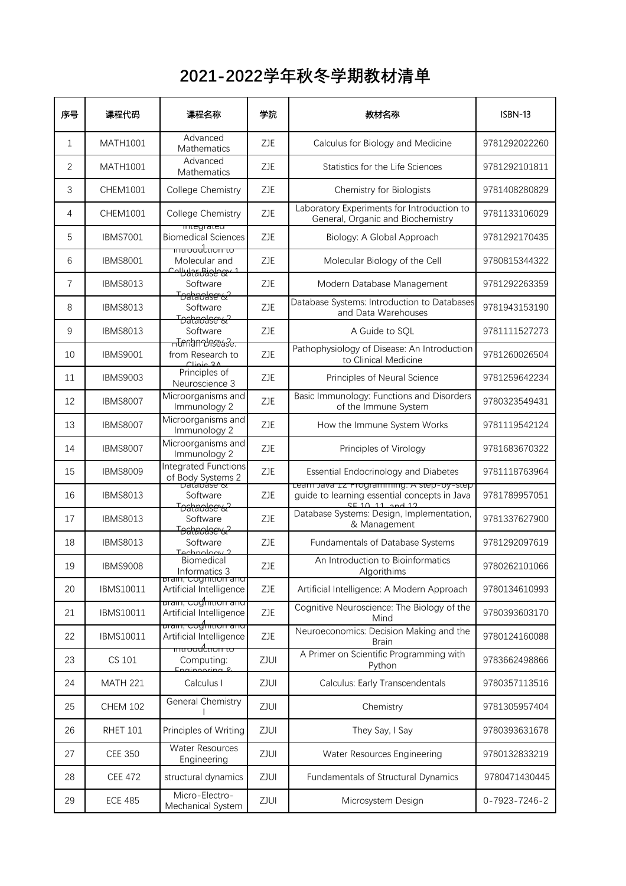# 2021-2022学年秋冬学期教材清单

| 序号 | 课程代码 | 课程名称 | 学院 | 教材名称 | ISBN-13 |
|---|---|---|---|---|---|
| 1 | MATH1001 | Advanced Mathematics | ZJE | Calculus for Biology and Medicine | 9781292022260 |
| 2 | MATH1001 | Advanced Mathematics | ZJE | Statistics for the Life Sciences | 9781292101811 |
| 3 | CHEM1001 | College Chemistry | ZJE | Chemistry for Biologists | 9781408280829 |
| 4 | CHEM1001 | College Chemistry | ZJE | Laboratory Experiments for Introduction to General, Organic and Biochemistry | 9781133106029 |
| 5 | IBMS7001 | Integrated Biomedical Sciences 1 | ZJE | Biology: A Global Approach | 9781292170435 |
| 6 | IBMS8001 | Introduction to Molecular and Cellular Biology 1 | ZJE | Molecular Biology of the Cell | 9780815344322 |
| 7 | IBMS8013 | Database & Software Technology 2 | ZJE | Modern Database Management | 9781292263359 |
| 8 | IBMS8013 | Database & Software Technology 2 | ZJE | Database Systems: Introduction to Databases and Data Warehouses | 9781943153190 |
| 9 | IBMS8013 | Database & Software Technology 2 | ZJE | A Guide to SQL | 9781111527273 |
| 10 | IBMS9001 | Human Disease: from Research to Clinic 3A | ZJE | Pathophysiology of Disease: An Introduction to Clinical Medicine | 9781260026504 |
| 11 | IBMS9003 | Principles of Neuroscience 3 | ZJE | Principles of Neural Science | 9781259642234 |
| 12 | IBMS8007 | Microorganisms and Immunology 2 | ZJE | Basic Immunology: Functions and Disorders of the Immune System | 9780323549431 |
| 13 | IBMS8007 | Microorganisms and Immunology 2 | ZJE | How the Immune System Works | 9781119542124 |
| 14 | IBMS8007 | Microorganisms and Immunology 2 | ZJE | Principles of Virology | 9781683670322 |
| 15 | IBMS8009 | Integrated Functions of Body Systems 2 | ZJE | Essential Endocrinology and Diabetes | 9781118763964 |
| 16 | IBMS8013 | Database & Software Technology 2 | ZJE | Learn Java 12 Programming: A step-by-step guide to learning essential concepts in Java SE 10, 11, and 12 | 9781789957051 |
| 17 | IBMS8013 | Database & Software Technology 2 | ZJE | Database Systems: Design, Implementation, & Management | 9781337627900 |
| 18 | IBMS8013 | Database & Software Technology 2 | ZJE | Fundamentals of Database Systems | 9781292097619 |
| 19 | IBMS9008 | Biomedical Informatics 3 | ZJE | An Introduction to Bioinformatics Algorithms | 9780262101066 |
| 20 | IBMS10011 | Brain, Cognition and Artificial Intelligence 4 | ZJE | Artificial Intelligence: A Modern Approach | 9780134610993 |
| 21 | IBMS10011 | Brain, Cognition and Artificial Intelligence 4 | ZJE | Cognitive Neuroscience: The Biology of the Mind | 9780393603170 |
| 22 | IBMS10011 | Brain, Cognition and Artificial Intelligence 4 | ZJE | Neuroeconomics: Decision Making and the Brain | 9780124160088 |
| 23 | CS 101 | Introduction to Computing: Engineering & | ZJUI | A Primer on Scientific Programming with Python | 9783662498866 |
| 24 | MATH 221 | Calculus I | ZJUI | Calculus: Early Transcendentals | 9780357113516 |
| 25 | CHEM 102 | General Chemistry I | ZJUI | Chemistry | 9781305957404 |
| 26 | RHET 101 | Principles of Writing | ZJUI | They Say, I Say | 9780393631678 |
| 27 | CEE 350 | Water Resources Engineering | ZJUI | Water Resources Engineering | 9780132833219 |
| 28 | CEE 472 | structural dynamics | ZJUI | Fundamentals of Structural Dynamics | 9780471430445 |
| 29 | ECE 485 | Micro-Electro-Mechanical System | ZJUI | Microsystem Design | 0-7923-7246-2 |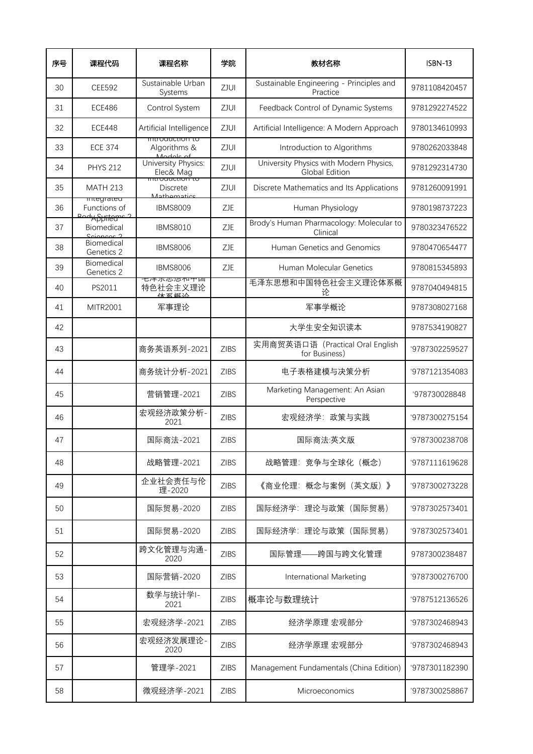| 序号 | 课程代码 | 课程名称 | 学院 | 教材名称 | ISBN-13 |
| --- | --- | --- | --- | --- | --- |
| 30 | CEE592 | Sustainable Urban Systems | ZJUI | Sustainable Engineering - Principles and Practice | 9781108420457 |
| 31 | ECE486 | Control System | ZJUI | Feedback Control of Dynamic Systems | 9781292274522 |
| 32 | ECE448 | Artificial Intelligence | ZJUI | Artificial Intelligence: A Modern Approach | 9780134610993 |
| 33 | ECE 374 | Introduction to Algorithms & Models of | ZJUI | Introduction to Algorithms | 9780262033848 |
| 34 | PHYS 212 | University Physics: Elec& Mag | ZJUI | University Physics with Modern Physics, Global Edition | 9781292314730 |
| 35 | MATH 213 | Introduction to Discrete Mathematics | ZJUI | Discrete Mathematics and Its Applications | 9781260091991 |
| 36 | Integrated Functions of Body Systems 2 | IBMS8009 | ZJE | Human Physiology | 9780198737223 |
| 37 | Applied Biomedical Sciences 2 | IBMS8010 | ZJE | Brody's Human Pharmacology: Molecular to Clinical | 9780323476522 |
| 38 | Biomedical Genetics 2 | IBMS8006 | ZJE | Human Genetics and Genomics | 9780470654477 |
| 39 | Biomedical Genetics 2 | IBMS8006 | ZJE | Human Molecular Genetics | 9780815345893 |
| 40 | PS2011 | 毛泽东思想和中国特色社会主义理论体系概论 | | 毛泽东思想和中国特色社会主义理论体系概论 | 9787040494815 |
| 41 | MITR2001 | 军事理论 | | 军事学概论 | 9787308027168 |
| 42 | | | | 大学生安全知识读本 | 9787534190827 |
| 43 | | 商务英语系列-2021 | ZIBS | 实用商贸英语口语（Practical Oral English for Business） | '9787302259527 |
| 44 | | 商务统计分析-2021 | ZIBS | 电子表格建模与决策分析 | '9787121354083 |
| 45 | | 营销管理-2021 | ZIBS | Marketing Management: An Asian Perspective | '978730028848 |
| 46 | | 宏观经济政策分析-2021 | ZIBS | 宏观经济学：政策与实践 | '9787300275154 |
| 47 | | 国际商法-2021 | ZIBS | 国际商法:英文版 | '9787300238708 |
| 48 | | 战略管理-2021 | ZIBS | 战略管理：竞争与全球化（概念） | '9787111619628 |
| 49 | | 企业社会责任与伦理-2020 | ZIBS | 《商业伦理：概念与案例（英文版）》 | '9787300273228 |
| 50 | | 国际贸易-2020 | ZIBS | 国际经济学：理论与政策（国际贸易） | '9787302573401 |
| 51 | | 国际贸易-2020 | ZIBS | 国际经济学：理论与政策（国际贸易） | '9787302573401 |
| 52 | | 跨文化管理与沟通-2020 | ZIBS | 国际管理——跨国与跨文化管理 | 9787300238487 |
| 53 | | 国际营销-2020 | ZIBS | International Marketing | '9787300276700 |
| 54 | | 数学与统计学I-2021 | ZIBS | 概率论与数理统计 | '9787512136526 |
| 55 | | 宏观经济学-2021 | ZIBS | 经济学原理 宏观部分 | '9787302468943 |
| 56 | | 宏观经济发展理论-2020 | ZIBS | 经济学原理 宏观部分 | '9787302468943 |
| 57 | | 管理学-2021 | ZIBS | Management Fundamentals (China Edition) | '9787301182390 |
| 58 | | 微观经济学-2021 | ZIBS | Microeconomics | '9787300258867 |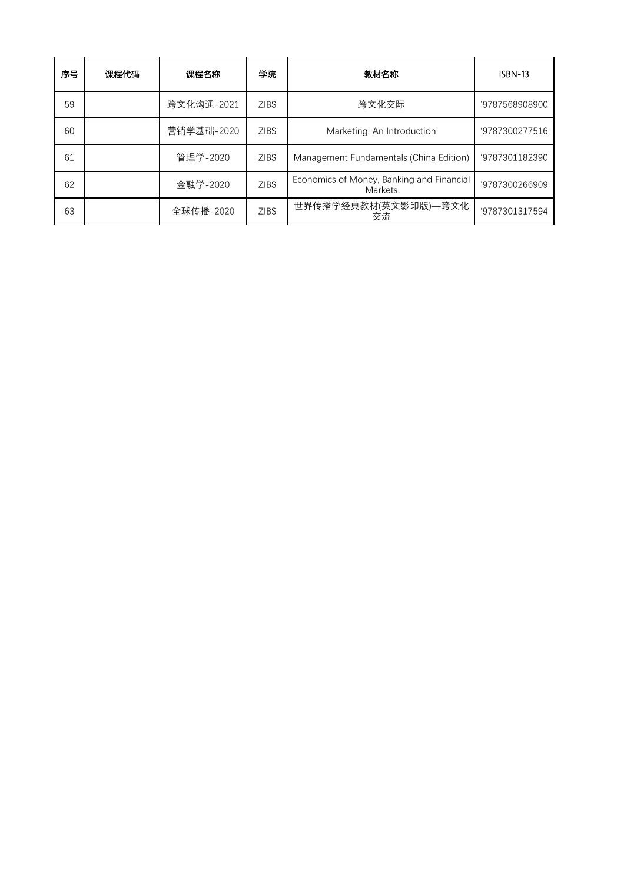| 序号 | 课程代码 | 课程名称 | 学院 | 教材名称 | ISBN-13 |
| --- | --- | --- | --- | --- | --- |
| 59 | | 跨文化沟通-2021 | ZIBS | 跨文化交际 | '9787568908900 |
| 60 | | 营销学基础-2020 | ZIBS | Marketing: An Introduction | '9787300277516 |
| 61 | | 管理学-2020 | ZIBS | Management Fundamentals (China Edition) | '9787301182390 |
| 62 | | 金融学-2020 | ZIBS | Economics of Money, Banking and Financial Markets | '9787300266909 |
| 63 | | 全球传播-2020 | ZIBS | 世界传播学经典教材(英文影印版)—跨文化交流 | '9787301317594 |